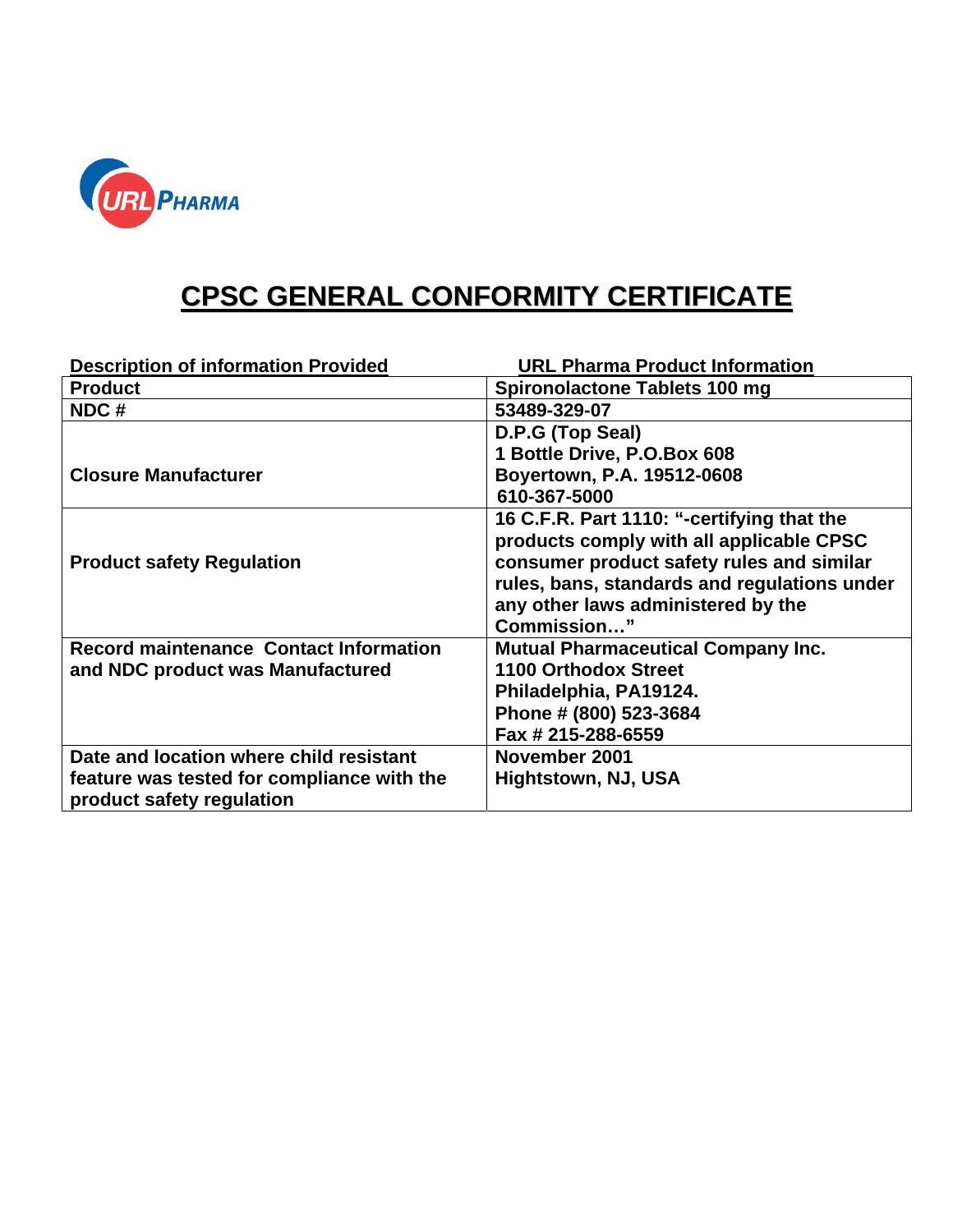URL PHARMA

# CPSC GENERAL CONFORMITY CERTIFICATE

| Description of information Provided | URL Pharma Product Information |
|---|---|
| Product | Spironolactone Tablets 100 mg |
| NDC # | 53489-329-07 |
| Closure Manufacturer | D.P.G (Top Seal)<br>1 Bottle Drive, P.O.Box 608<br>Boyertown, P.A. 19512-0608<br>610-367-5000 |
| Product safety Regulation | 16 C.F.R. Part 1110: "-certifying that the products comply with all applicable CPSC consumer product safety rules and similar rules, bans, standards and regulations under any other laws administered by the Commission…" |
| Record maintenance Contact Information and NDC product was Manufactured | Mutual Pharmaceutical Company Inc.<br>1100 Orthodox Street<br>Philadelphia, PA19124.<br>Phone # (800) 523-3684<br>Fax # 215-288-6559 |
| Date and location where child resistant feature was tested for compliance with the product safety regulation | November 2001<br>Hightstown, NJ, USA |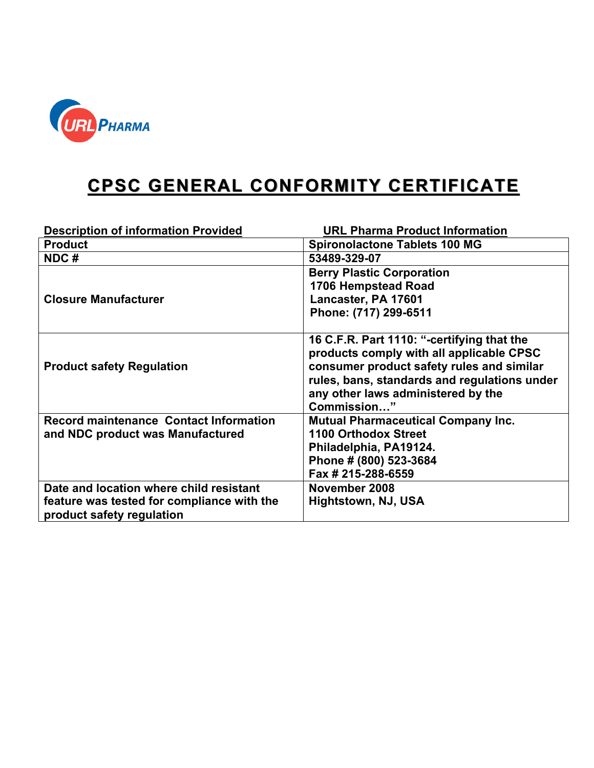URL PHARMA

# CPSC GENERAL CONFORMITY CERTIFICATE

| Description of information Provided | URL Pharma Product Information |
| --- | --- |
| **Product** | **Spironolactone Tablets 100 MG** |
| **NDC #** | **53489-329-07** |
| **Closure Manufacturer** | **Berry Plastic Corporation**<br>**1706 Hempstead Road**<br>**Lancaster, PA 17601**<br>**Phone: (717) 299-6511** |
| **Product safety Regulation** | **16 C.F.R. Part 1110: "-certifying that the products comply with all applicable CPSC consumer product safety rules and similar rules, bans, standards and regulations under any other laws administered by the Commission…"** |
| **Record maintenance Contact Information and NDC product was Manufactured** | **Mutual Pharmaceutical Company Inc.**<br>**1100 Orthodox Street**<br>**Philadelphia, PA19124.**<br>**Phone # (800) 523-3684**<br>**Fax # 215-288-6559** |
| **Date and location where child resistant feature was tested for compliance with the product safety regulation** | **November 2008**<br>**Hightstown, NJ, USA** |